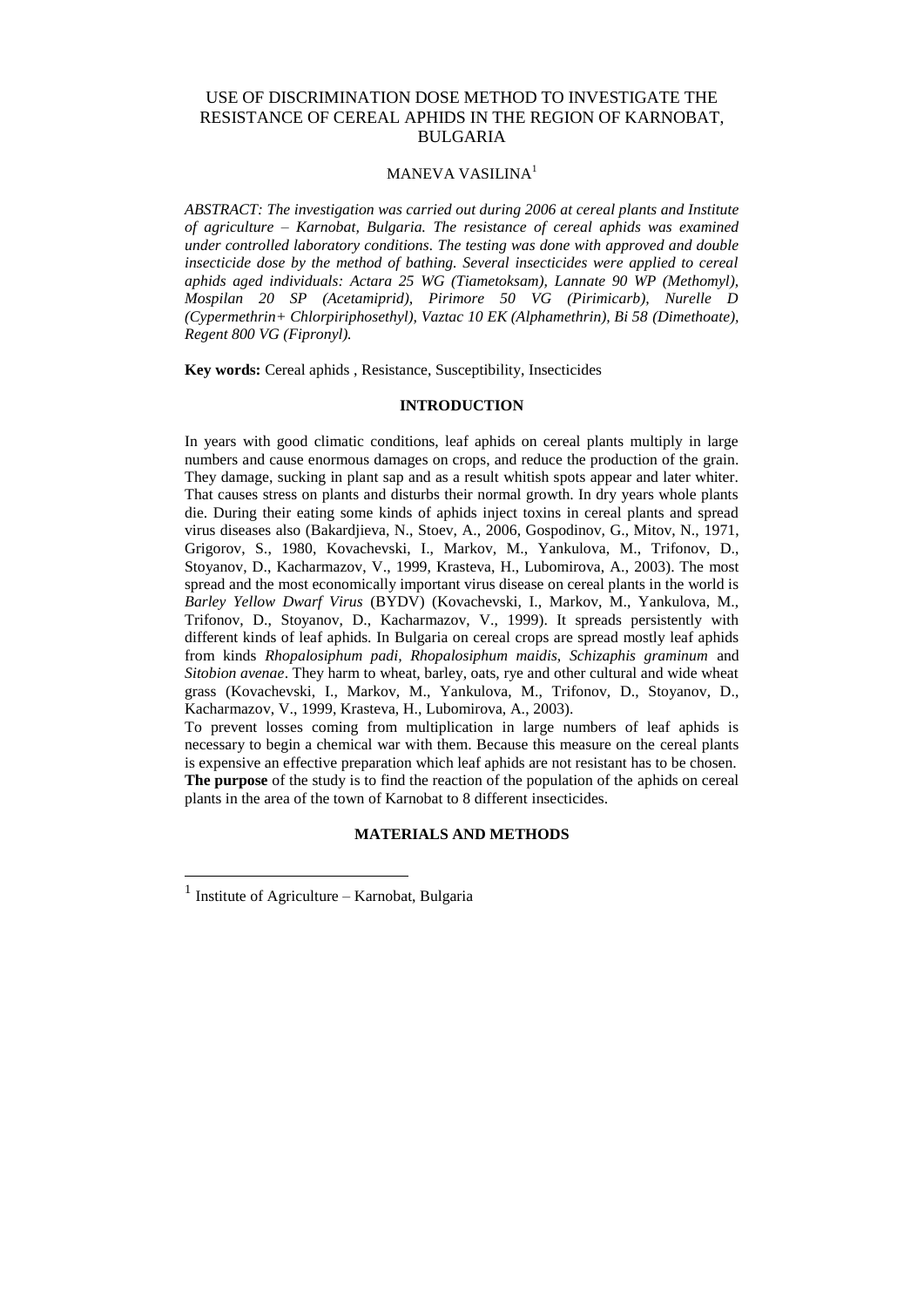# USE OF DISCRIMINATION DOSE METHOD TO INVESTIGATE THE RESISTANCE OF CEREAL APHIDS IN THE REGION OF KARNOBAT, BULGARIA

MANEVA VASILINA[1]

*ABSTRACT: The investigation was carried out during 2006 at cereal plants and Institute of agriculture – Karnobat, Bulgaria. The resistance of cereal aphids was examined under controlled laboratory conditions. The testing was done with approved and double insecticide dose by the method of bathing. Several insecticides were applied to cereal aphids aged individuals: Actara 25 WG (Tiametoksam), Lannate 90 WP (Methomyl), Mospilan 20 SP (Acetamiprid), Pirimore 50 VG (Pirimicarb), Nurelle D (Cypermethrin+ Chlorpiriphosethyl), Vaztac 10 EK (Alphamethrin), Bi 58 (Dimethoate), Regent 800 VG (Fipronyl).*

**Key words:** Cereal aphids , Resistance, Susceptibility, Insecticides

## INTRODUCTION

In years with good climatic conditions, leaf aphids on cereal plants multiply in large numbers and cause enormous damages on crops, and reduce the production of the grain. They damage, sucking in plant sap and as a result whitish spots appear and later whiter. That causes stress on plants and disturbs their normal growth. In dry years whole plants die. During their eating some kinds of aphids inject toxins in cereal plants and spread virus diseases also (Bakardjieva, N., Stoev, A., 2006, Gospodinov, G., Mitov, N., 1971, Grigorov, S., 1980, Kovachevski, I., Markov, M., Yankulova, M., Trifonov, D., Stoyanov, D., Kacharmazov, V., 1999, Krasteva, H., Lubomirova, A., 2003). The most spread and the most economically important virus disease on cereal plants in the world is *Barley Yellow Dwarf Virus* (BYDV) (Kovachevski, I., Markov, M., Yankulova, M., Trifonov, D., Stoyanov, D., Kacharmazov, V., 1999). It spreads persistently with different kinds of leaf aphids. In Bulgaria on cereal crops are spread mostly leaf aphids from kinds *Rhopalosiphum padi*, *Rhopalosiphum maidis*, *Schizaphis graminum* and *Sitobion avenae*. They harm to wheat, barley, oats, rye and other cultural and wide wheat grass (Kovachevski, I., Markov, M., Yankulova, M., Trifonov, D., Stoyanov, D., Kacharmazov, V., 1999, Krasteva, H., Lubomirova, A., 2003).

To prevent losses coming from multiplication in large numbers of leaf aphids is necessary to begin a chemical war with them. Because this measure on the cereal plants is expensive an effective preparation which leaf aphids are not resistant has to be chosen.

**The purpose** of the study is to find the reaction of the population of the aphids on cereal plants in the area of the town of Karnobat to 8 different insecticides.

## MATERIALS AND METHODS

[1] Institute of Agriculture – Karnobat, Bulgaria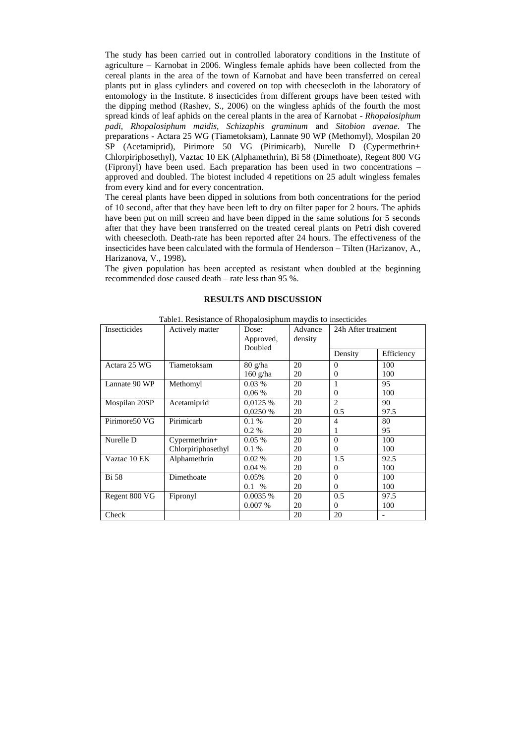The study has been carried out in controlled laboratory conditions in the Institute of agriculture – Karnobat in 2006. Wingless female aphids have been collected from the cereal plants in the area of the town of Karnobat and have been transferred on cereal plants put in glass cylinders and covered on top with cheesecloth in the laboratory of entomology in the Institute. 8 insecticides from different groups have been tested with the dipping method (Rashev, S., 2006) on the wingless aphids of the fourth the most spread kinds of leaf aphids on the cereal plants in the area of Karnobat - *Rhopalosiphum padi*, *Rhopalosiphum maidis*, *Schizaphis graminum* and *Sitobion avenae*. The preparations - Actara 25 WG (Tiametoksam), Lannate 90 WP (Methomyl), Mospilan 20 SP (Acetamiprid), Pirimore 50 VG (Pirimicarb), Nurelle D (Cypermethrin+ Chlorpiriphosethyl), Vaztac 10 EK (Alphamethrin), Bi 58 (Dimethoate), Regent 800 VG (Fipronyl) have been used. Each preparation has been used in two concentrations – approved and doubled. The biotest included 4 repetitions on 25 adult wingless females from every kind and for every concentration.

The cereal plants have been dipped in solutions from both concentrations for the period of 10 second, after that they have been left to dry on filter paper for 2 hours. The aphids have been put on mill screen and have been dipped in the same solutions for 5 seconds after that they have been transferred on the treated cereal plants on Petri dish covered with cheesecloth. Death-rate has been reported after 24 hours. The effectiveness of the insecticides have been calculated with the formula of Henderson – Tilten (Harizanov, A., Harizanova, V., 1998)**.**

The given population has been accepted as resistant when doubled at the beginning recommended dose caused death – rate less than 95 %.

## RESULTS AND DISCUSSION

Table1. Resistance of Rhopalosiphum maydis to insecticides

| Insecticides | Actively matter | Dose: Approved, Doubled | Advance density | 24h After treatment | |
|---|---|---|---|---|---|
| | | | | Density | Efficiency |
| Actara 25 WG | Tiametoksam | 80 g/ha<br>160 g/ha | 20<br>20 | 0<br>0 | 100<br>100 |
| Lannate 90 WP | Methomyl | 0.03 %<br>0,06 % | 20<br>20 | 1<br>0 | 95<br>100 |
| Mospilan 20SP | Acetamiprid | 0,0125 %<br>0,0250 % | 20<br>20 | 2<br>0.5 | 90<br>97.5 |
| Pirimore50 VG | Pirimicarb | 0.1 %<br>0.2 % | 20<br>20 | 4<br>1 | 80<br>95 |
| Nurelle D | Cypermethrin+<br>Chlorpiriphosethyl | 0.05 %<br>0.1 % | 20<br>20 | 0<br>0 | 100<br>100 |
| Vaztac 10 EK | Alphamethrin | 0.02 %<br>0.04 % | 20<br>20 | 1.5<br>0 | 92.5<br>100 |
| Bi 58 | Dimethoate | 0.05%<br>0.1 % | 20<br>20 | 0<br>0 | 100<br>100 |
| Regent 800 VG | Fipronyl | 0.0035 %<br>0.007 % | 20<br>20 | 0.5<br>0 | 97.5<br>100 |
| Check | | | 20 | 20 | - |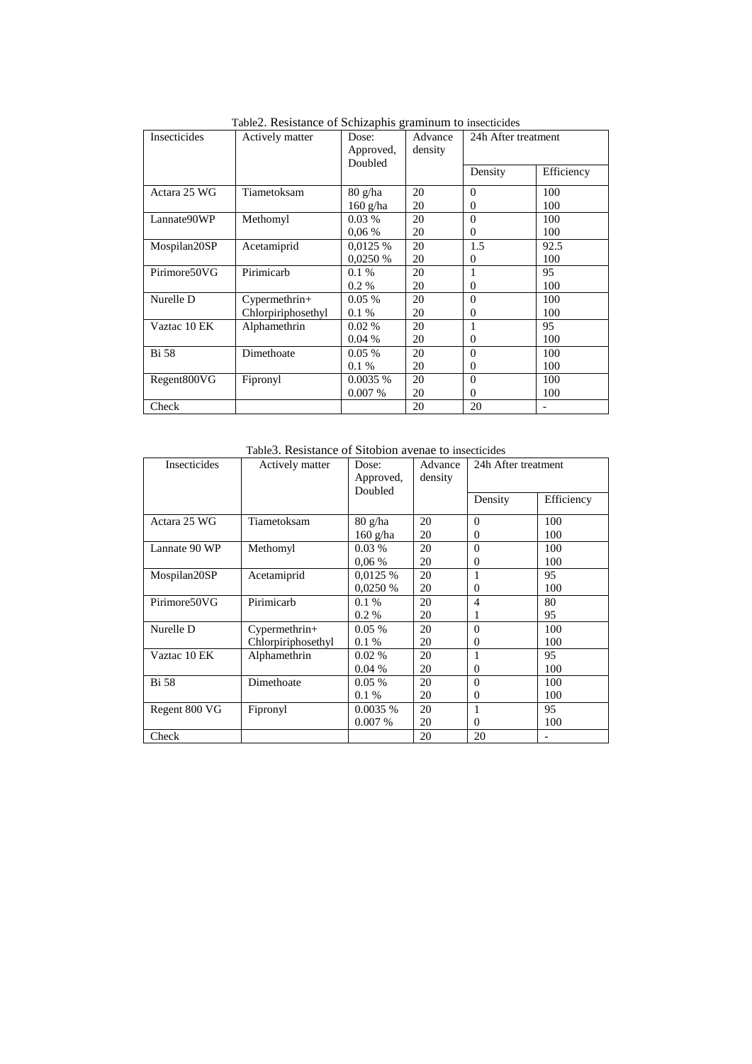Table2. Resistance of Schizaphis graminum to insecticides

| Insecticides | Actively matter | Dose: Approved, Doubled | Advance density | 24h After treatment | |
|---|---|---|---|---|---|
| | | | | Density | Efficiency |
| Actara 25 WG | Tiametoksam | 80 g/ha<br>160 g/ha | 20<br>20 | 0<br>0 | 100<br>100 |
| Lannate90WP | Methomyl | 0.03 %<br>0,06 % | 20<br>20 | 0<br>0 | 100<br>100 |
| Mospilan20SP | Acetamiprid | 0,0125 %<br>0,0250 % | 20<br>20 | 1.5<br>0 | 92.5<br>100 |
| Pirimore50VG | Pirimicarb | 0.1 %<br>0.2 % | 20<br>20 | 1<br>0 | 95<br>100 |
| Nurelle D | Cypermethrin+<br>Chlorpiriphosethyl | 0.05 %<br>0.1 % | 20<br>20 | 0<br>0 | 100<br>100 |
| Vaztac 10 EK | Alphamethrin | 0.02 %<br>0.04 % | 20<br>20 | 1<br>0 | 95<br>100 |
| Bi 58 | Dimethoate | 0.05 %<br>0.1 % | 20<br>20 | 0<br>0 | 100<br>100 |
| Regent800VG | Fipronyl | 0.0035 %<br>0.007 % | 20<br>20 | 0<br>0 | 100<br>100 |
| Check | | | 20 | 20 | - |

Table3. Resistance of Sitobion avenae to insecticides

| Insecticides | Actively matter | Dose: Approved, Doubled | Advance density | 24h After treatment | |
|---|---|---|---|---|---|
| | | | | Density | Efficiency |
| Actara 25 WG | Tiametoksam | 80 g/ha<br>160 g/ha | 20<br>20 | 0<br>0 | 100<br>100 |
| Lannate 90 WP | Methomyl | 0.03 %<br>0,06 % | 20<br>20 | 0<br>0 | 100<br>100 |
| Mospilan20SP | Acetamiprid | 0,0125 %<br>0,0250 % | 20<br>20 | 1<br>0 | 95<br>100 |
| Pirimore50VG | Pirimicarb | 0.1 %<br>0.2 % | 20<br>20 | 4<br>1 | 80<br>95 |
| Nurelle D | Cypermethrin+<br>Chlorpiriphosethyl | 0.05 %<br>0.1 % | 20<br>20 | 0<br>0 | 100<br>100 |
| Vaztac 10 EK | Alphamethrin | 0.02 %<br>0.04 % | 20<br>20 | 1<br>0 | 95<br>100 |
| Bi 58 | Dimethoate | 0.05 %<br>0.1 % | 20<br>20 | 0<br>0 | 100<br>100 |
| Regent 800 VG | Fipronyl | 0.0035 %<br>0.007 % | 20<br>20 | 1<br>0 | 95<br>100 |
| Check | | | 20 | 20 | - |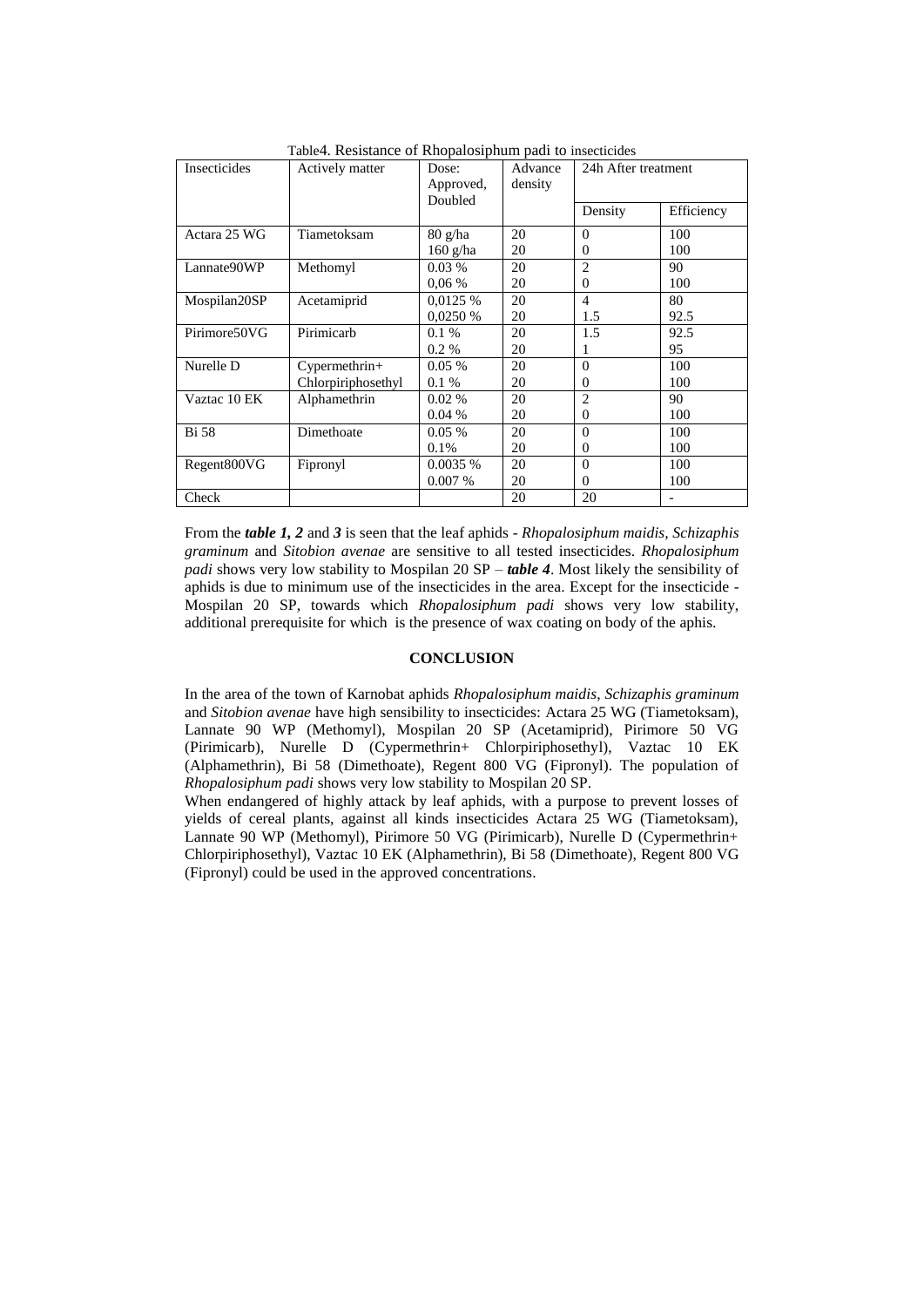Table4. Resistance of Rhopalosiphum padi to insecticides

| Insecticides | Actively matter | Dose: Approved, Doubled | Advance density | 24h After treatment | |
|---|---|---|---|---|---|
| | | | | Density | Efficiency |
| Actara 25 WG | Tiametoksam | 80 g/ha<br>160 g/ha | 20<br>20 | 0<br>0 | 100<br>100 |
| Lannate90WP | Methomyl | 0.03 %<br>0,06 % | 20<br>20 | 2<br>0 | 90<br>100 |
| Mospilan20SP | Acetamiprid | 0,0125 %<br>0,0250 % | 20<br>20 | 4<br>1.5 | 80<br>92.5 |
| Pirimore50VG | Pirimicarb | 0.1 %<br>0.2 % | 20<br>20 | 1.5<br>1 | 92.5<br>95 |
| Nurelle D | Cypermethrin+ Chlorpiriphosethyl | 0.05 %<br>0.1 % | 20<br>20 | 0<br>0 | 100<br>100 |
| Vaztac 10 EK | Alphamethrin | 0.02 %<br>0.04 % | 20<br>20 | 2<br>0 | 90<br>100 |
| Bi 58 | Dimethoate | 0.05 %<br>0.1% | 20<br>20 | 0<br>0 | 100<br>100 |
| Regent800VG | Fipronyl | 0.0035 %<br>0.007 % | 20<br>20 | 0<br>0 | 100<br>100 |
| Check | | | 20 | 20 | - |

From the ***table 1, 2*** and ***3*** is seen that the leaf aphids - *Rhopalosiphum maidis, Schizaphis graminum* and *Sitobion avenae* are sensitive to all tested insecticides. *Rhopalosiphum padi* shows very low stability to Mospilan 20 SP – ***table 4***. Most likely the sensibility of aphids is due to minimum use of the insecticides in the area. Except for the insecticide - Mospilan 20 SP, towards which *Rhopalosiphum padi* shows very low stability, additional prerequisite for which is the presence of wax coating on body of the aphis.

## CONCLUSION

In the area of the town of Karnobat aphids *Rhopalosiphum maidis*, *Schizaphis graminum* and *Sitobion avenae* have high sensibility to insecticides: Actara 25 WG (Tiametoksam), Lannate 90 WP (Methomyl), Mospilan 20 SP (Acetamiprid), Pirimore 50 VG (Pirimicarb), Nurelle D (Cypermethrin+ Chlorpiriphosethyl), Vaztac 10 EK (Alphamethrin), Bi 58 (Dimethoate), Regent 800 VG (Fipronyl). The population of *Rhopalosiphum padi* shows very low stability to Mospilan 20 SP.

When endangered of highly attack by leaf aphids, with a purpose to prevent losses of yields of cereal plants, against all kinds insecticides Actara 25 WG (Tiametoksam), Lannate 90 WP (Methomyl), Pirimore 50 VG (Pirimicarb), Nurelle D (Cypermethrin+ Chlorpiriphosethyl), Vaztac 10 EK (Alphamethrin), Bi 58 (Dimethoate), Regent 800 VG (Fipronyl) could be used in the approved concentrations.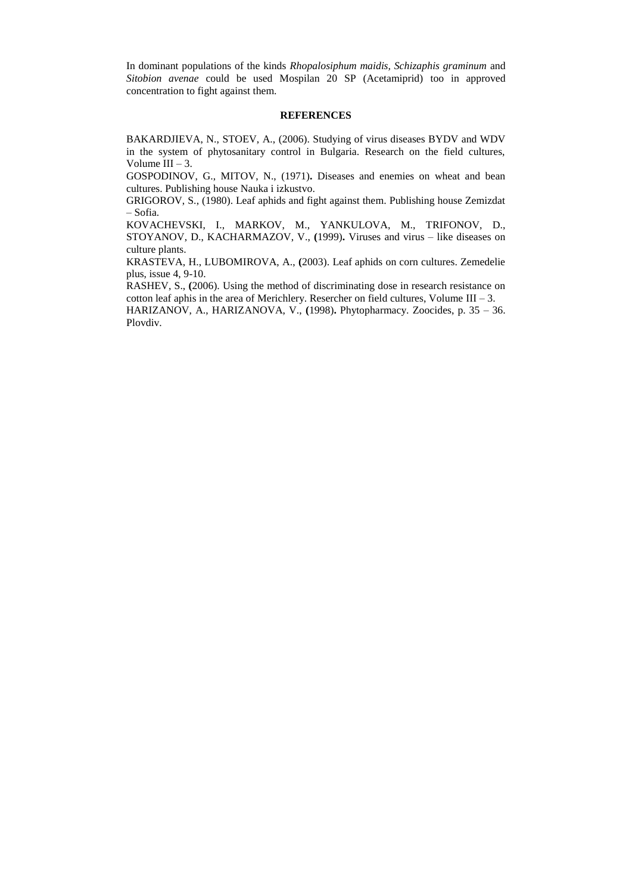In dominant populations of the kinds *Rhopalosiphum maidis, Schizaphis graminum* and *Sitobion avenae* could be used Mospilan 20 SP (Acetamiprid) too in approved concentration to fight against them.

## REFERENCES

BAKARDJIEVA, N., STOEV, A., (2006). Studying of virus diseases BYDV and WDV in the system of phytosanitary control in Bulgaria. Research on the field cultures, Volume III – 3.

GOSPODINOV, G., MITOV, N., (1971)**.** Diseases and enemies on wheat and bean cultures. Publishing house Nauka i izkustvo.

GRIGOROV, S., (1980). Leaf aphids and fight against them. Publishing house Zemizdat – Sofia.

KOVACHEVSKI, I., MARKOV, M., YANKULOVA, M., TRIFONOV, D., STOYANOV, D., KACHARMAZOV, V., **(**1999)**.** Viruses and virus – like diseases on culture plants.

KRASTEVA, H., LUBOMIROVA, A., **(**2003). Leaf aphids on corn cultures. Zemedelie plus, issue 4, 9-10.

RASHEV, S., **(**2006). Using the method of discriminating dose in research resistance on cotton leaf aphis in the area of Merichlery. Resercher on field cultures, Volume III – 3.

HARIZANOV, A., HARIZANOVA, V., **(**1998)**.** Phytopharmacy. Zoocides, p. 35 – 36. Plovdiv.